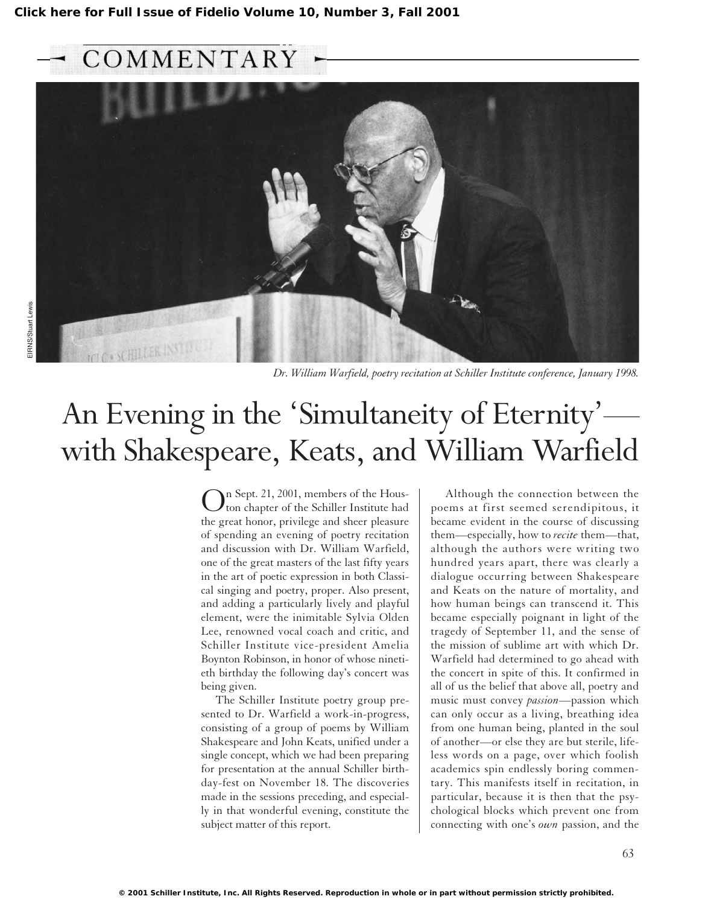Click here for Full Issue of Fidelio Volume 10, Number 3, Fall 2001

COMMENTARY

EIRNS/Stuart Lewis

*Dr. William Warfield, poetry recitation at Schiller Institute conference, January 1998.*

# An Evening in the 'Simultaneity of Eternity'—with Shakespeare, Keats, and William Warfield

On Sept. 21, 2001, members of the Houston chapter of the Schiller Institute had the great honor, privilege and sheer pleasure of spending an evening of poetry recitation and discussion with Dr. William Warfield, one of the great masters of the last fifty years in the art of poetic expression in both Classical singing and poetry, proper. Also present, and adding a particularly lively and playful element, were the inimitable Sylvia Olden Lee, renowned vocal coach and critic, and Schiller Institute vice-president Amelia Boynton Robinson, in honor of whose ninetieth birthday the following day's concert was being given.

The Schiller Institute poetry group presented to Dr. Warfield a work-in-progress, consisting of a group of poems by William Shakespeare and John Keats, unified under a single concept, which we had been preparing for presentation at the annual Schiller birthday-fest on November 18. The discoveries made in the sessions preceding, and especially in that wonderful evening, constitute the subject matter of this report.

Although the connection between the poems at first seemed serendipitous, it became evident in the course of discussing them—especially, how to *recite* them—that, although the authors were writing two hundred years apart, there was clearly a dialogue occurring between Shakespeare and Keats on the nature of mortality, and how human beings can transcend it. This became especially poignant in light of the tragedy of September 11, and the sense of the mission of sublime art with which Dr. Warfield had determined to go ahead with the concert in spite of this. It confirmed in all of us the belief that above all, poetry and music must convey *passion*—passion which can only occur as a living, breathing idea from one human being, planted in the soul of another—or else they are but sterile, lifeless words on a page, over which foolish academics spin endlessly boring commentary. This manifests itself in recitation, in particular, because it is then that the psychological blocks which prevent one from connecting with one's *own* passion, and the

© 2001 Schiller Institute, Inc. All Rights Reserved. Reproduction in whole or in part without permission strictly prohibited.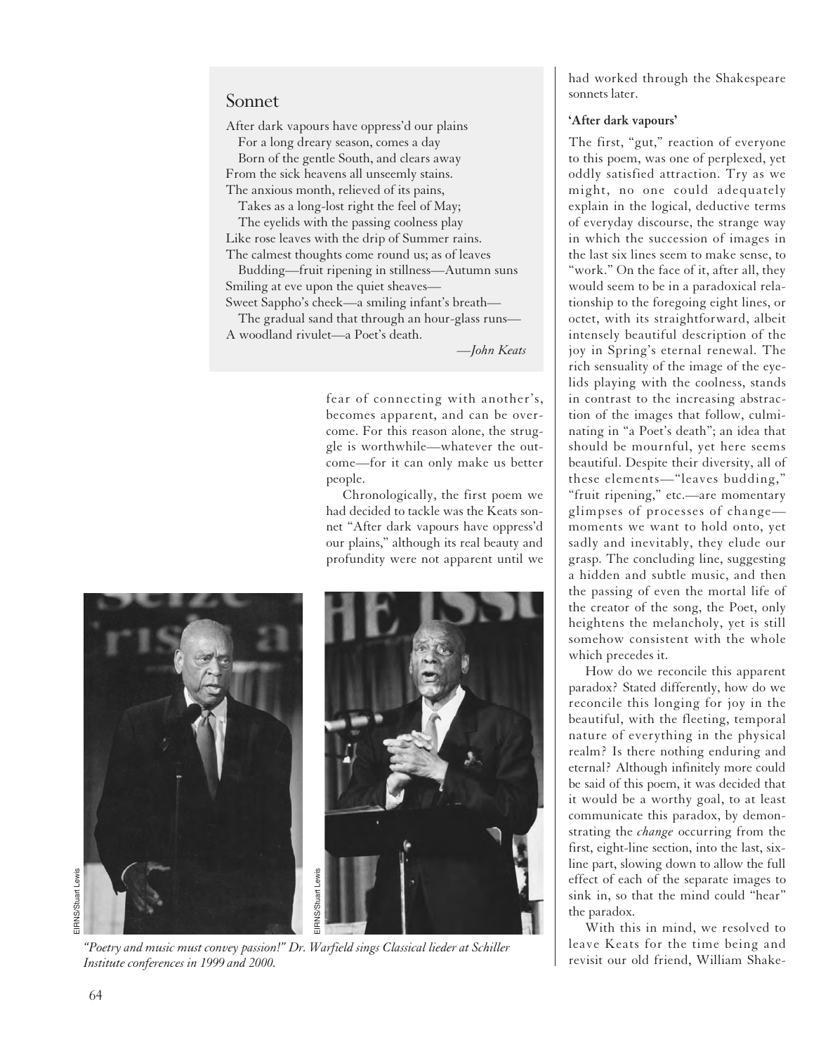## Sonnet

After dark vapours have oppress'd our plains
   For a long dreary season, comes a day
   Born of the gentle South, and clears away
From the sick heavens all unseemly stains.
The anxious month, relieved of its pains,
   Takes as a long-lost right the feel of May;
   The eyelids with the passing coolness play
Like rose leaves with the drip of Summer rains.
The calmest thoughts come round us; as of leaves
   Budding—fruit ripening in stillness—Autumn suns
Smiling at eve upon the quiet sheaves—
Sweet Sappho's cheek—a smiling infant's breath—
   The gradual sand that through an hour-glass runs—
A woodland rivulet—a Poet's death.

*—John Keats*

fear of connecting with another's, becomes apparent, and can be overcome. For this reason alone, the struggle is worthwhile—whatever the outcome—for it can only make us better people.

Chronologically, the first poem we had decided to tackle was the Keats sonnet "After dark vapours have oppress'd our plains," although its real beauty and profundity were not apparent until we had worked through the Shakespeare sonnets later.

*"Poetry and music must convey passion!" Dr. Warfield sings Classical lieder at Schiller Institute conferences in 1999 and 2000.*

**'After dark vapours'**

The first, "gut," reaction of everyone to this poem, was one of perplexed, yet oddly satisfied attraction. Try as we might, no one could adequately explain in the logical, deductive terms of everyday discourse, the strange way in which the succession of images in the last six lines seem to make sense, to "work." On the face of it, after all, they would seem to be in a paradoxical relationship to the foregoing eight lines, or octet, with its straightforward, albeit intensely beautiful description of the joy in Spring's eternal renewal. The rich sensuality of the image of the eyelids playing with the coolness, stands in contrast to the increasing abstraction of the images that follow, culminating in "a Poet's death"; an idea that should be mournful, yet here seems beautiful. Despite their diversity, all of these elements—"leaves budding," "fruit ripening," etc.—are momentary glimpses of processes of change—moments we want to hold onto, yet sadly and inevitably, they elude our grasp. The concluding line, suggesting a hidden and subtle music, and then the passing of even the mortal life of the creator of the song, the Poet, only heightens the melancholy, yet is still somehow consistent with the whole which precedes it.

How do we reconcile this apparent paradox? Stated differently, how do we reconcile this longing for joy in the beautiful, with the fleeting, temporal nature of everything in the physical realm? Is there nothing enduring and eternal? Although infinitely more could be said of this poem, it was decided that it would be a worthy goal, to at least communicate this paradox, by demonstrating the *change* occurring from the first, eight-line section, into the last, six-line part, slowing down to allow the full effect of each of the separate images to sink in, so that the mind could "hear" the paradox.

With this in mind, we resolved to leave Keats for the time being and revisit our old friend, William Shake-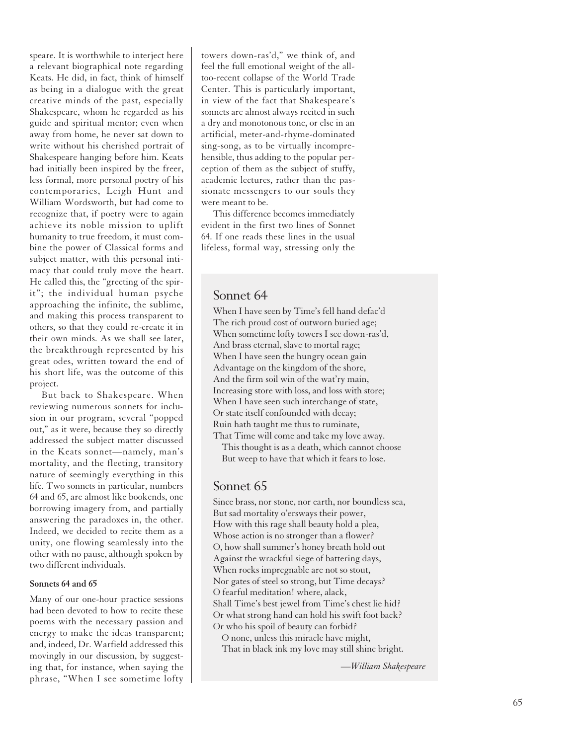speare. It is worthwhile to interject here a relevant biographical note regarding Keats. He did, in fact, think of himself as being in a dialogue with the great creative minds of the past, especially Shakespeare, whom he regarded as his guide and spiritual mentor; even when away from home, he never sat down to write without his cherished portrait of Shakespeare hanging before him. Keats had initially been inspired by the freer, less formal, more personal poetry of his contemporaries, Leigh Hunt and William Wordsworth, but had come to recognize that, if poetry were to again achieve its noble mission to uplift humanity to true freedom, it must combine the power of Classical forms and subject matter, with this personal intimacy that could truly move the heart. He called this, the "greeting of the spirit"; the individual human psyche approaching the infinite, the sublime, and making this process transparent to others, so that they could re-create it in their own minds. As we shall see later, the breakthrough represented by his great odes, written toward the end of his short life, was the outcome of this project.

But back to Shakespeare. When reviewing numerous sonnets for inclusion in our program, several "popped out," as it were, because they so directly addressed the subject matter discussed in the Keats sonnet—namely, man's mortality, and the fleeting, transitory nature of seemingly everything in this life. Two sonnets in particular, numbers 64 and 65, are almost like bookends, one borrowing imagery from, and partially answering the paradoxes in, the other. Indeed, we decided to recite them as a unity, one flowing seamlessly into the other with no pause, although spoken by two different individuals.

**Sonnets 64 and 65**

Many of our one-hour practice sessions had been devoted to how to recite these poems with the necessary passion and energy to make the ideas transparent; and, indeed, Dr. Warfield addressed this movingly in our discussion, by suggesting that, for instance, when saying the phrase, "When I see sometime lofty towers down-ras'd," we think of, and feel the full emotional weight of the all-too-recent collapse of the World Trade Center. This is particularly important, in view of the fact that Shakespeare's sonnets are almost always recited in such a dry and monotonous tone, or else in an artificial, meter-and-rhyme-dominated sing-song, as to be virtually incomprehensible, thus adding to the popular perception of them as the subject of stuffy, academic lectures, rather than the passionate messengers to our souls they were meant to be.

This difference becomes immediately evident in the first two lines of Sonnet 64. If one reads these lines in the usual lifeless, formal way, stressing only the

## Sonnet 64

When I have seen by Time's fell hand defac'd
The rich proud cost of outworn buried age;
When sometime lofty towers I see down-ras'd,
And brass eternal, slave to mortal rage;
When I have seen the hungry ocean gain
Advantage on the kingdom of the shore,
And the firm soil win of the wat'ry main,
Increasing store with loss, and loss with store;
When I have seen such interchange of state,
Or state itself confounded with decay;
Ruin hath taught me thus to ruminate,
That Time will come and take my love away.
  This thought is as a death, which cannot choose
  But weep to have that which it fears to lose.

## Sonnet 65

Since brass, nor stone, nor earth, nor boundless sea,
But sad mortality o'ersways their power,
How with this rage shall beauty hold a plea,
Whose action is no stronger than a flower?
O, how shall summer's honey breath hold out
Against the wrackful siege of battering days,
When rocks impregnable are not so stout,
Nor gates of steel so strong, but Time decays?
O fearful meditation! where, alack,
Shall Time's best jewel from Time's chest lie hid?
Or what strong hand can hold his swift foot back?
Or who his spoil of beauty can forbid?
  O none, unless this miracle have might,
  That in black ink my love may still shine bright.

*—William Shakespeare*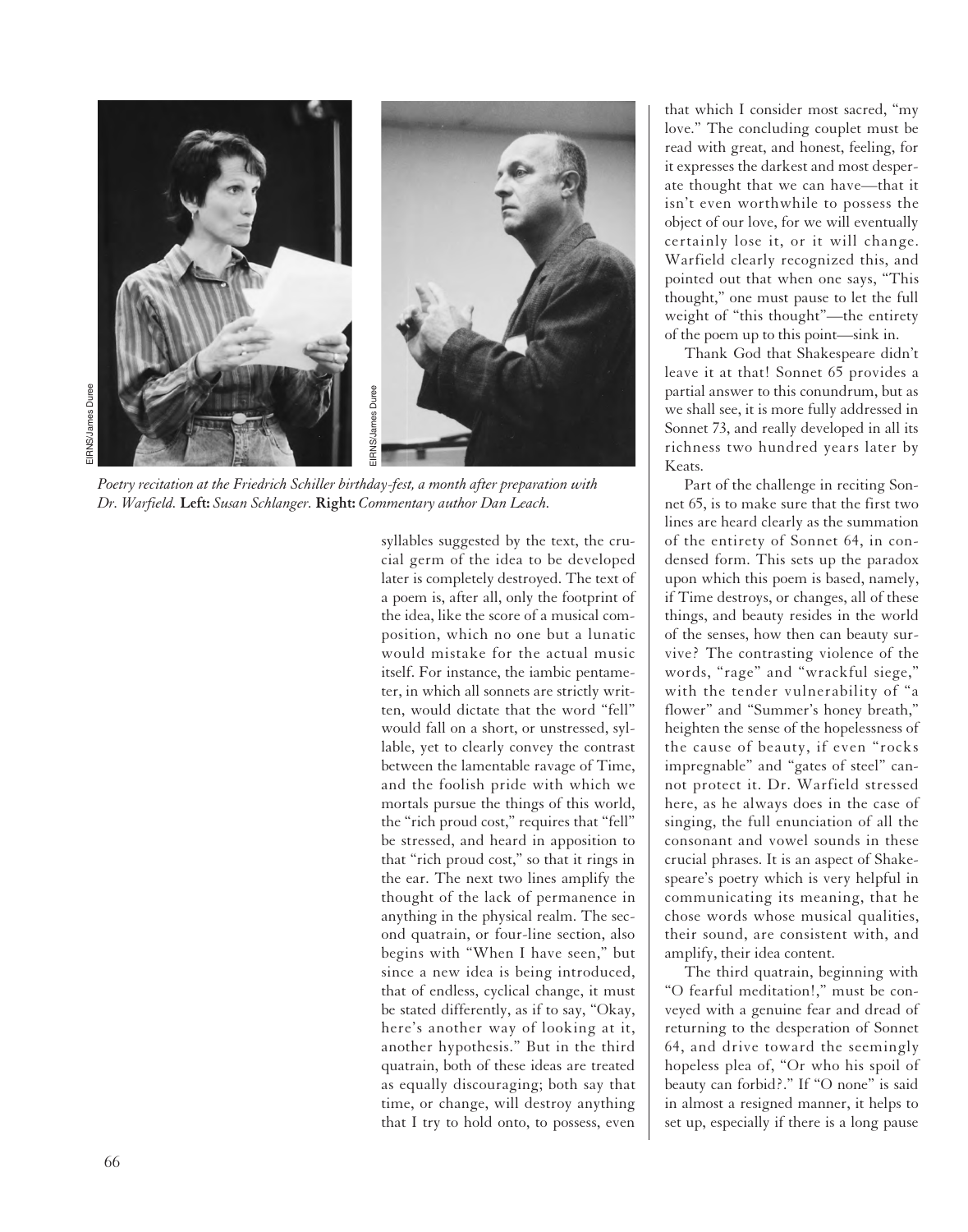*Poetry recitation at the Friedrich Schiller birthday-fest, a month after preparation with Dr. Warfield.* **Left:** *Susan Schlanger.* **Right:** *Commentary author Dan Leach.*

syllables suggested by the text, the crucial germ of the idea to be developed later is completely destroyed. The text of a poem is, after all, only the footprint of the idea, like the score of a musical composition, which no one but a lunatic would mistake for the actual music itself. For instance, the iambic pentameter, in which all sonnets are strictly written, would dictate that the word "fell" would fall on a short, or unstressed, syllable, yet to clearly convey the contrast between the lamentable ravage of Time, and the foolish pride with which we mortals pursue the things of this world, the "rich proud cost," requires that "fell" be stressed, and heard in apposition to that "rich proud cost," so that it rings in the ear. The next two lines amplify the thought of the lack of permanence in anything in the physical realm. The second quatrain, or four-line section, also begins with "When I have seen," but since a new idea is being introduced, that of endless, cyclical change, it must be stated differently, as if to say, "Okay, here's another way of looking at it, another hypothesis." But in the third quatrain, both of these ideas are treated as equally discouraging; both say that time, or change, will destroy anything that I try to hold onto, to possess, even that which I consider most sacred, "my love." The concluding couplet must be read with great, and honest, feeling, for it expresses the darkest and most desperate thought that we can have—that it isn't even worthwhile to possess the object of our love, for we will eventually certainly lose it, or it will change. Warfield clearly recognized this, and pointed out that when one says, "This thought," one must pause to let the full weight of "this thought"—the entirety of the poem up to this point—sink in.

Thank God that Shakespeare didn't leave it at that! Sonnet 65 provides a partial answer to this conundrum, but as we shall see, it is more fully addressed in Sonnet 73, and really developed in all its richness two hundred years later by Keats.

Part of the challenge in reciting Sonnet 65, is to make sure that the first two lines are heard clearly as the summation of the entirety of Sonnet 64, in condensed form. This sets up the paradox upon which this poem is based, namely, if Time destroys, or changes, all of these things, and beauty resides in the world of the senses, how then can beauty survive? The contrasting violence of the words, "rage" and "wrackful siege," with the tender vulnerability of "a flower" and "Summer's honey breath," heighten the sense of the hopelessness of the cause of beauty, if even "rocks impregnable" and "gates of steel" cannot protect it. Dr. Warfield stressed here, as he always does in the case of singing, the full enunciation of all the consonant and vowel sounds in these crucial phrases. It is an aspect of Shakespeare's poetry which is very helpful in communicating its meaning, that he chose words whose musical qualities, their sound, are consistent with, and amplify, their idea content.

The third quatrain, beginning with "O fearful meditation!," must be conveyed with a genuine fear and dread of returning to the desperation of Sonnet 64, and drive toward the seemingly hopeless plea of, "Or who his spoil of beauty can forbid?." If "O none" is said in almost a resigned manner, it helps to set up, especially if there is a long pause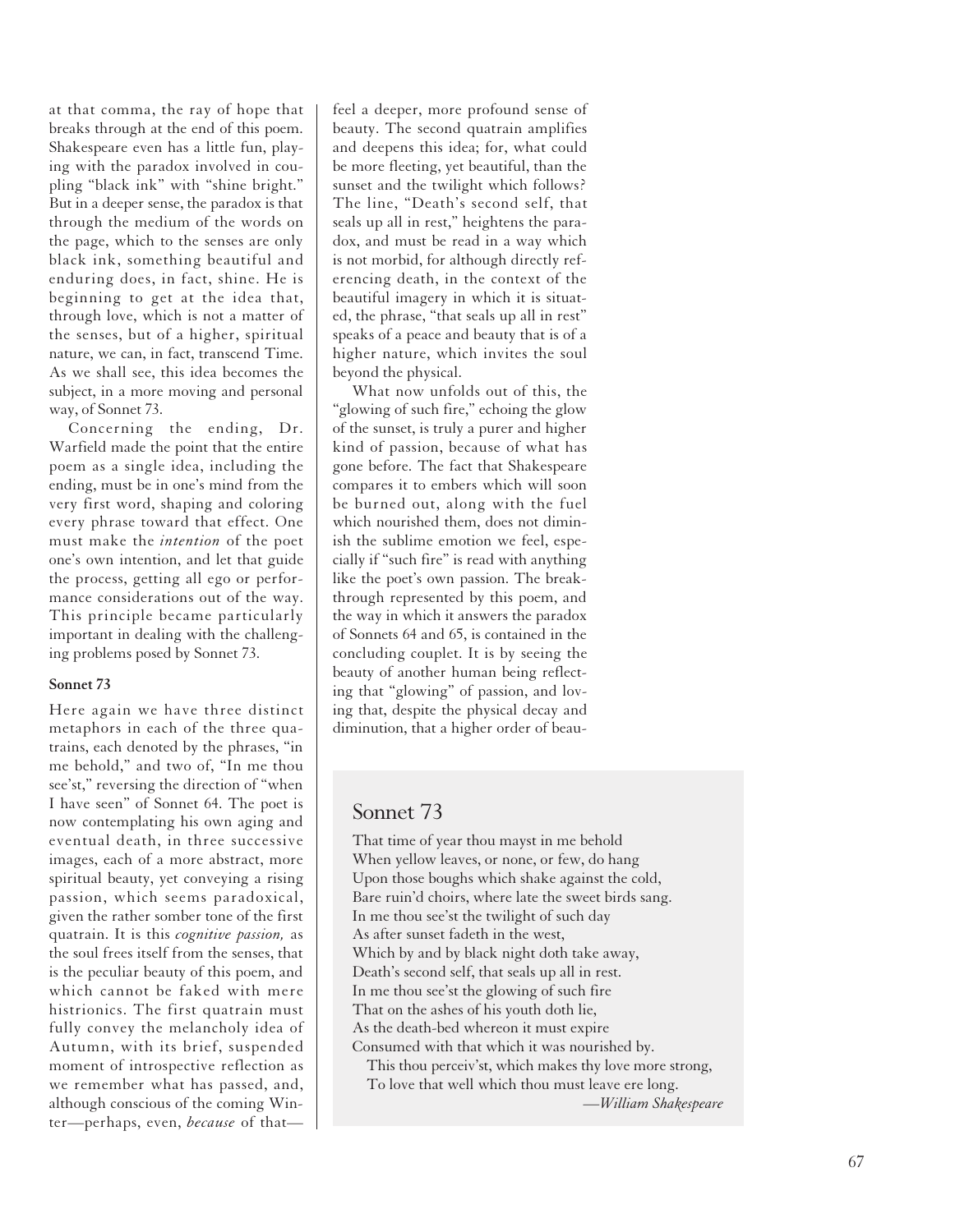at that comma, the ray of hope that breaks through at the end of this poem. Shakespeare even has a little fun, playing with the paradox involved in coupling "black ink" with "shine bright." But in a deeper sense, the paradox is that through the medium of the words on the page, which to the senses are only black ink, something beautiful and enduring does, in fact, shine. He is beginning to get at the idea that, through love, which is not a matter of the senses, but of a higher, spiritual nature, we can, in fact, transcend Time. As we shall see, this idea becomes the subject, in a more moving and personal way, of Sonnet 73.

Concerning the ending, Dr. Warfield made the point that the entire poem as a single idea, including the ending, must be in one's mind from the very first word, shaping and coloring every phrase toward that effect. One must make the *intention* of the poet one's own intention, and let that guide the process, getting all ego or performance considerations out of the way. This principle became particularly important in dealing with the challenging problems posed by Sonnet 73.

**Sonnet 73**

Here again we have three distinct metaphors in each of the three quatrains, each denoted by the phrases, "in me behold," and two of, "In me thou see'st," reversing the direction of "when I have seen" of Sonnet 64. The poet is now contemplating his own aging and eventual death, in three successive images, each of a more abstract, more spiritual beauty, yet conveying a rising passion, which seems paradoxical, given the rather somber tone of the first quatrain. It is this *cognitive passion,* as the soul frees itself from the senses, that is the peculiar beauty of this poem, and which cannot be faked with mere histrionics. The first quatrain must fully convey the melancholy idea of Autumn, with its brief, suspended moment of introspective reflection as we remember what has passed, and, although conscious of the coming Winter—perhaps, even, *because* of that—feel a deeper, more profound sense of beauty. The second quatrain amplifies and deepens this idea; for, what could be more fleeting, yet beautiful, than the sunset and the twilight which follows? The line, "Death's second self, that seals up all in rest," heightens the paradox, and must be read in a way which is not morbid, for although directly referencing death, in the context of the beautiful imagery in which it is situated, the phrase, "that seals up all in rest" speaks of a peace and beauty that is of a higher nature, which invites the soul beyond the physical.

What now unfolds out of this, the "glowing of such fire," echoing the glow of the sunset, is truly a purer and higher kind of passion, because of what has gone before. The fact that Shakespeare compares it to embers which will soon be burned out, along with the fuel which nourished them, does not diminish the sublime emotion we feel, especially if "such fire" is read with anything like the poet's own passion. The breakthrough represented by this poem, and the way in which it answers the paradox of Sonnets 64 and 65, is contained in the concluding couplet. It is by seeing the beauty of another human being reflecting that "glowing" of passion, and loving that, despite the physical decay and diminution, that a higher order of beau-

## Sonnet 73

That time of year thou mayst in me behold  
When yellow leaves, or none, or few, do hang  
Upon those boughs which shake against the cold,  
Bare ruin'd choirs, where late the sweet birds sang.  
In me thou see'st the twilight of such day  
As after sunset fadeth in the west,  
Which by and by black night doth take away,  
Death's second self, that seals up all in rest.  
In me thou see'st the glowing of such fire  
That on the ashes of his youth doth lie,  
As the death-bed whereon it must expire  
Consumed with that which it was nourished by.  
 This thou perceiv'st, which makes thy love more strong,  
 To love that well which thou must leave ere long.

—*William Shakespeare*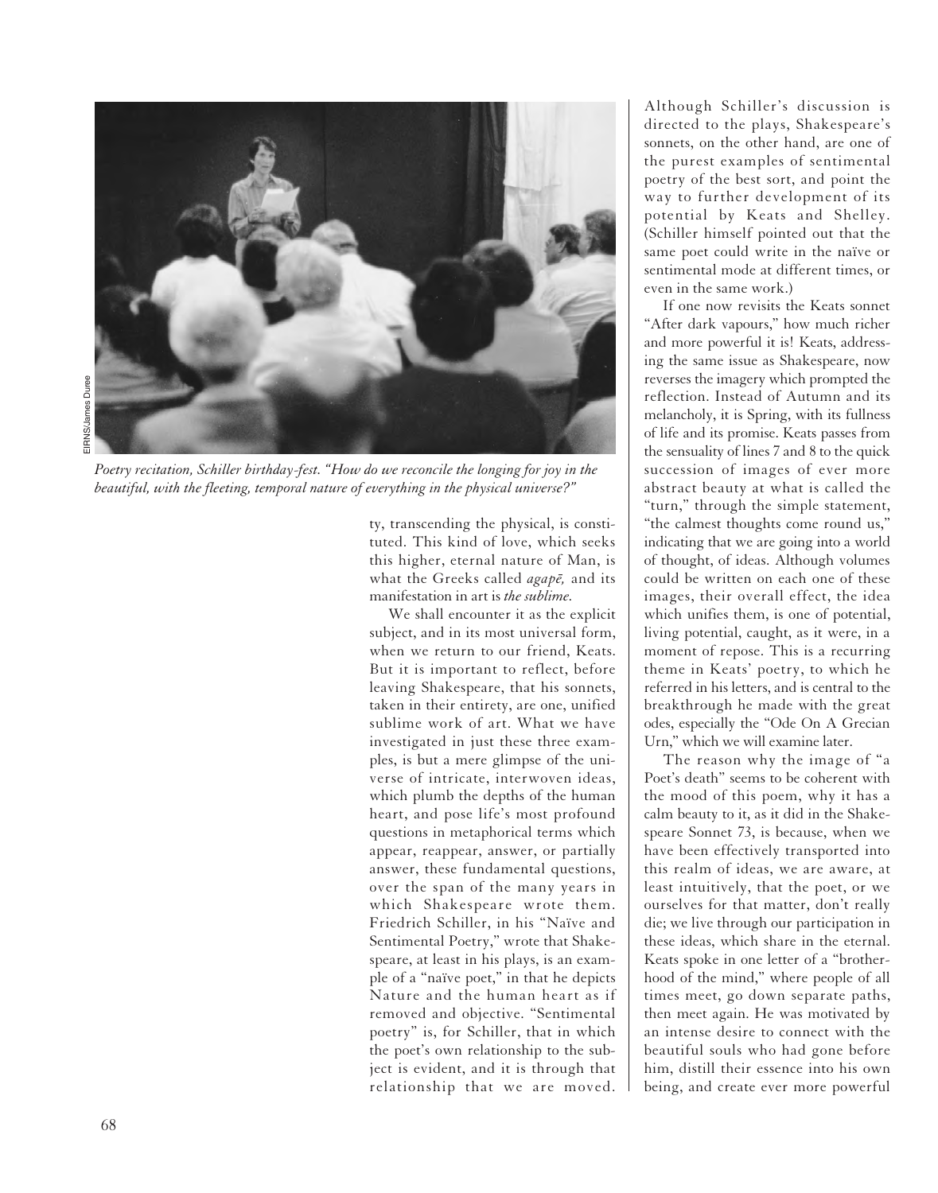*Poetry recitation, Schiller birthday-fest. "How do we reconcile the longing for joy in the beautiful, with the fleeting, temporal nature of everything in the physical universe?"*

ty, transcending the physical, is constituted. This kind of love, which seeks this higher, eternal nature of Man, is what the Greeks called *agapē,* and its manifestation in art is *the sublime.*

We shall encounter it as the explicit subject, and in its most universal form, when we return to our friend, Keats. But it is important to reflect, before leaving Shakespeare, that his sonnets, taken in their entirety, are one, unified sublime work of art. What we have investigated in just these three examples, is but a mere glimpse of the universe of intricate, interwoven ideas, which plumb the depths of the human heart, and pose life's most profound questions in metaphorical terms which appear, reappear, answer, or partially answer, these fundamental questions, over the span of the many years in which Shakespeare wrote them. Friedrich Schiller, in his "Naïve and Sentimental Poetry," wrote that Shakespeare, at least in his plays, is an example of a "naïve poet," in that he depicts Nature and the human heart as if removed and objective. "Sentimental poetry" is, for Schiller, that in which the poet's own relationship to the subject is evident, and it is through that relationship that we are moved. Although Schiller's discussion is directed to the plays, Shakespeare's sonnets, on the other hand, are one of the purest examples of sentimental poetry of the best sort, and point the way to further development of its potential by Keats and Shelley. (Schiller himself pointed out that the same poet could write in the naïve or sentimental mode at different times, or even in the same work.)

If one now revisits the Keats sonnet "After dark vapours," how much richer and more powerful it is! Keats, addressing the same issue as Shakespeare, now reverses the imagery which prompted the reflection. Instead of Autumn and its melancholy, it is Spring, with its fullness of life and its promise. Keats passes from the sensuality of lines 7 and 8 to the quick succession of images of ever more abstract beauty at what is called the "turn," through the simple statement, "the calmest thoughts come round us," indicating that we are going into a world of thought, of ideas. Although volumes could be written on each one of these images, their overall effect, the idea which unifies them, is one of potential, living potential, caught, as it were, in a moment of repose. This is a recurring theme in Keats' poetry, to which he referred in his letters, and is central to the breakthrough he made with the great odes, especially the "Ode On A Grecian Urn," which we will examine later.

The reason why the image of "a Poet's death" seems to be coherent with the mood of this poem, why it has a calm beauty to it, as it did in the Shakespeare Sonnet 73, is because, when we have been effectively transported into this realm of ideas, we are aware, at least intuitively, that the poet, or we ourselves for that matter, don't really die; we live through our participation in these ideas, which share in the eternal. Keats spoke in one letter of a "brotherhood of the mind," where people of all times meet, go down separate paths, then meet again. He was motivated by an intense desire to connect with the beautiful souls who had gone before him, distill their essence into his own being, and create ever more powerful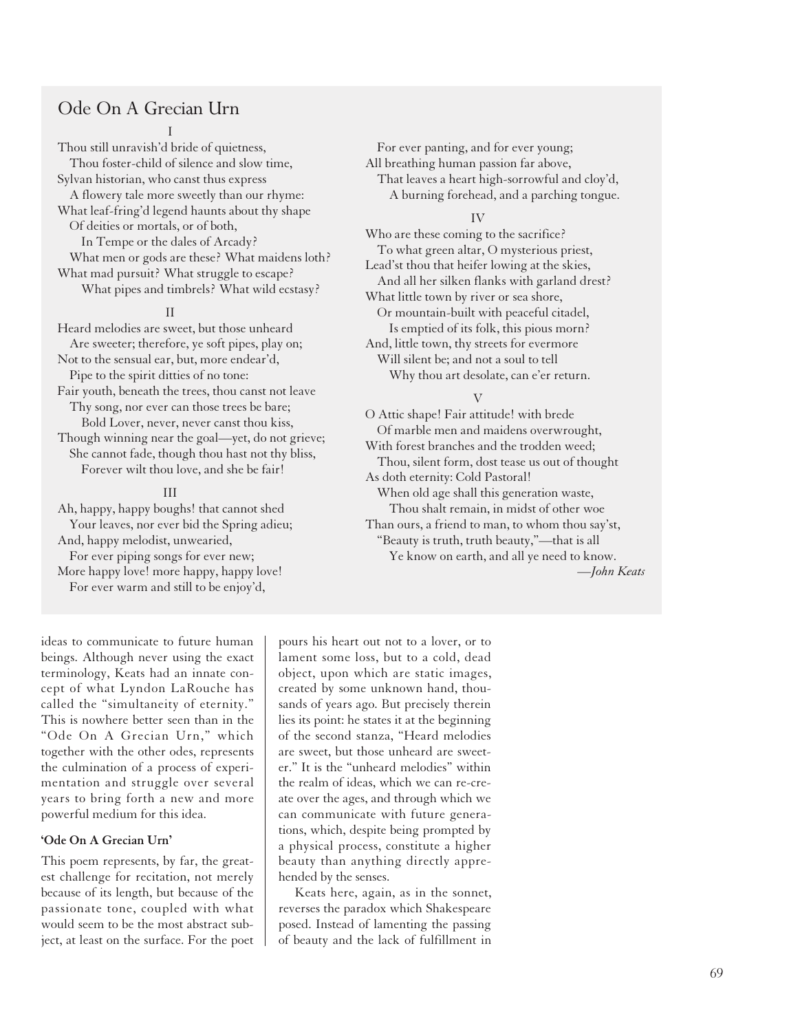## Ode On A Grecian Urn

I

Thou still unravish'd bride of quietness,
Thou foster-child of silence and slow time,
Sylvan historian, who canst thus express
A flowery tale more sweetly than our rhyme:
What leaf-fring'd legend haunts about thy shape
Of deities or mortals, or of both,
In Tempe or the dales of Arcady?
What men or gods are these? What maidens loth?
What mad pursuit? What struggle to escape?
What pipes and timbrels? What wild ecstasy?

II

Heard melodies are sweet, but those unheard
Are sweeter; therefore, ye soft pipes, play on;
Not to the sensual ear, but, more endear'd,
Pipe to the spirit ditties of no tone:
Fair youth, beneath the trees, thou canst not leave
Thy song, nor ever can those trees be bare;
Bold Lover, never, never canst thou kiss,
Though winning near the goal—yet, do not grieve;
She cannot fade, though thou hast not thy bliss,
Forever wilt thou love, and she be fair!

III

Ah, happy, happy boughs! that cannot shed
Your leaves, nor ever bid the Spring adieu;
And, happy melodist, unwearied,
For ever piping songs for ever new;
More happy love! more happy, happy love!
For ever warm and still to be enjoy'd,
For ever panting, and for ever young;
All breathing human passion far above,
That leaves a heart high-sorrowful and cloy'd,
A burning forehead, and a parching tongue.

IV

Who are these coming to the sacrifice?
To what green altar, O mysterious priest,
Lead'st thou that heifer lowing at the skies,
And all her silken flanks with garland drest?
What little town by river or sea shore,
Or mountain-built with peaceful citadel,
Is emptied of its folk, this pious morn?
And, little town, thy streets for evermore
Will silent be; and not a soul to tell
Why thou art desolate, can e'er return.

V

O Attic shape! Fair attitude! with brede
Of marble men and maidens overwrought,
With forest branches and the trodden weed;
Thou, silent form, dost tease us out of thought
As doth eternity: Cold Pastoral!
When old age shall this generation waste,
Thou shalt remain, in midst of other woe
Than ours, a friend to man, to whom thou say'st,
"Beauty is truth, truth beauty,"—that is all
Ye know on earth, and all ye need to know.

*—John Keats*

ideas to communicate to future human beings. Although never using the exact terminology, Keats had an innate concept of what Lyndon LaRouche has called the "simultaneity of eternity." This is nowhere better seen than in the "Ode On A Grecian Urn," which together with the other odes, represents the culmination of a process of experimentation and struggle over several years to bring forth a new and more powerful medium for this idea.

**'Ode On A Grecian Urn'**

This poem represents, by far, the greatest challenge for recitation, not merely because of its length, but because of the passionate tone, coupled with what would seem to be the most abstract subject, at least on the surface. For the poet pours his heart out not to a lover, or to lament some loss, but to a cold, dead object, upon which are static images, created by some unknown hand, thousands of years ago. But precisely therein lies its point: he states it at the beginning of the second stanza, "Heard melodies are sweet, but those unheard are sweeter." It is the "unheard melodies" within the realm of ideas, which we can re-create over the ages, and through which we can communicate with future generations, which, despite being prompted by a physical process, constitute a higher beauty than anything directly apprehended by the senses.

Keats here, again, as in the sonnet, reverses the paradox which Shakespeare posed. Instead of lamenting the passing of beauty and the lack of fulfillment in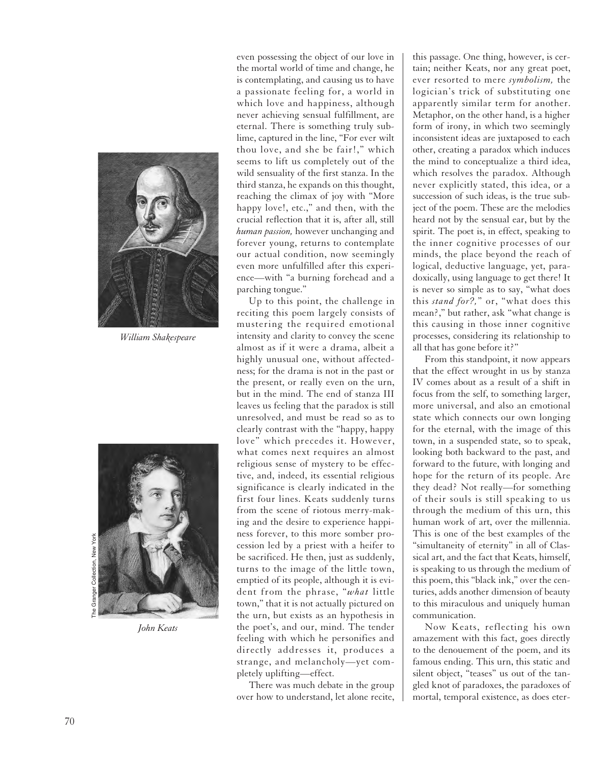even possessing the object of our love in the mortal world of time and change, he is contemplating, and causing us to have a passionate feeling for, a world in which love and happiness, although never achieving sensual fulfillment, are eternal. There is something truly sublime, captured in the line, "For ever wilt thou love, and she be fair!," which seems to lift us completely out of the wild sensuality of the first stanza. In the third stanza, he expands on this thought, reaching the climax of joy with "More happy love!, etc.," and then, with the crucial reflection that it is, after all, still *human passion,* however unchanging and forever young, returns to contemplate our actual condition, now seemingly even more unfulfilled after this experience—with "a burning forehead and a parching tongue."

Up to this point, the challenge in reciting this poem largely consists of mustering the required emotional intensity and clarity to convey the scene almost as if it were a drama, albeit a highly unusual one, without affectedness; for the drama is not in the past or the present, or really even on the urn, but in the mind. The end of stanza III leaves us feeling that the paradox is still unresolved, and must be read so as to clearly contrast with the "happy, happy love" which precedes it. However, what comes next requires an almost religious sense of mystery to be effective, and, indeed, its essential religious significance is clearly indicated in the first four lines. Keats suddenly turns from the scene of riotous merry-making and the desire to experience happiness forever, to this more somber procession led by a priest with a heifer to be sacrificed. He then, just as suddenly, turns to the image of the little town, emptied of its people, although it is evident from the phrase, "*what* little town," that it is not actually pictured on the urn, but exists as an hypothesis in the poet's, and our, mind. The tender feeling with which he personifies and directly addresses it, produces a strange, and melancholy—yet completely uplifting—effect.

There was much debate in the group over how to understand, let alone recite, this passage. One thing, however, is certain; neither Keats, nor any great poet, ever resorted to mere *symbolism,* the logician's trick of substituting one apparently similar term for another. Metaphor, on the other hand, is a higher form of irony, in which two seemingly inconsistent ideas are juxtaposed to each other, creating a paradox which induces the mind to conceptualize a third idea, which resolves the paradox. Although never explicitly stated, this idea, or a succession of such ideas, is the true subject of the poem. These are the melodies heard not by the sensual ear, but by the spirit. The poet is, in effect, speaking to the inner cognitive processes of our minds, the place beyond the reach of logical, deductive language, yet, paradoxically, using language to get there! It is never so simple as to say, "what does this *stand for?,*" or, "what does this mean?," but rather, ask "what change is this causing in those inner cognitive processes, considering its relationship to all that has gone before it?"

From this standpoint, it now appears that the effect wrought in us by stanza IV comes about as a result of a shift in focus from the self, to something larger, more universal, and also an emotional state which connects our own longing for the eternal, with the image of this town, in a suspended state, so to speak, looking both backward to the past, and forward to the future, with longing and hope for the return of its people. Are they dead? Not really—for something of their souls is still speaking to us through the medium of this urn, this human work of art, over the millennia. This is one of the best examples of the "simultaneity of eternity" in all of Classical art, and the fact that Keats, himself, is speaking to us through the medium of this poem, this "black ink," over the centuries, adds another dimension of beauty to this miraculous and uniquely human communication.

Now Keats, reflecting his own amazement with this fact, goes directly to the denouement of the poem, and its famous ending. This urn, this static and silent object, "teases" us out of the tangled knot of paradoxes, the paradoxes of mortal, temporal existence, as does eter-

*William Shakespeare*

*John Keats*

The Granger Collection, New York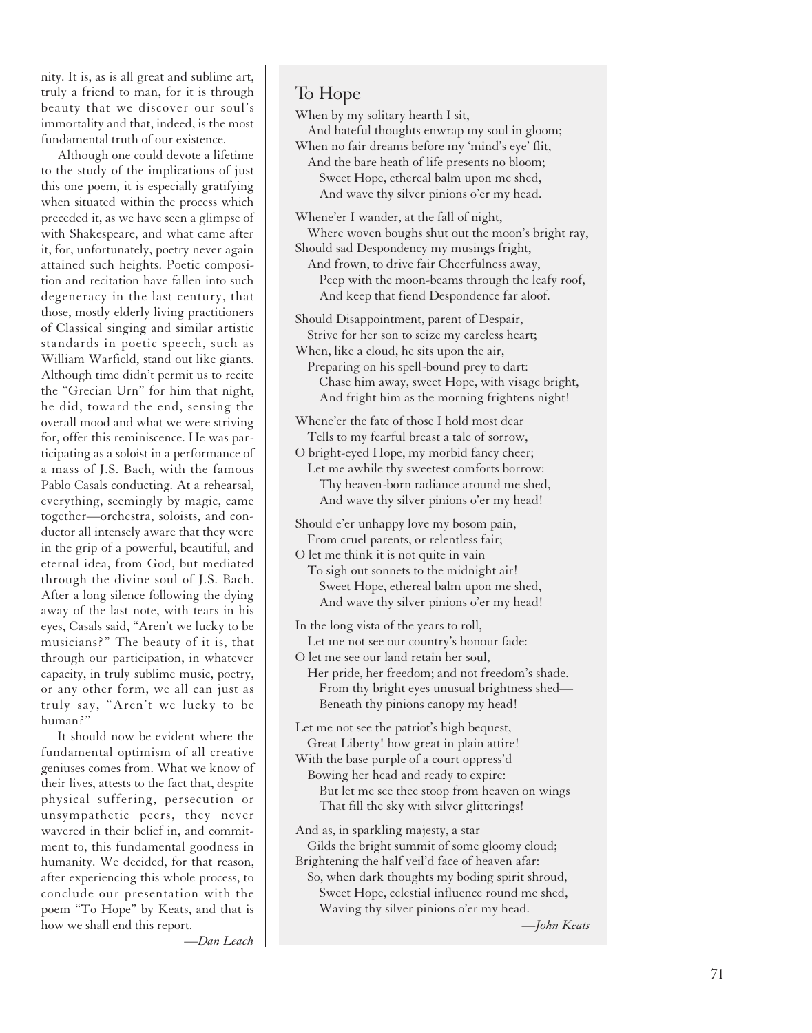nity. It is, as is all great and sublime art, truly a friend to man, for it is through beauty that we discover our soul's immortality and that, indeed, is the most fundamental truth of our existence.

Although one could devote a lifetime to the study of the implications of just this one poem, it is especially gratifying when situated within the process which preceded it, as we have seen a glimpse of with Shakespeare, and what came after it, for, unfortunately, poetry never again attained such heights. Poetic composition and recitation have fallen into such degeneracy in the last century, that those, mostly elderly living practitioners of Classical singing and similar artistic standards in poetic speech, such as William Warfield, stand out like giants. Although time didn't permit us to recite the "Grecian Urn" for him that night, he did, toward the end, sensing the overall mood and what we were striving for, offer this reminiscence. He was participating as a soloist in a performance of a mass of J.S. Bach, with the famous Pablo Casals conducting. At a rehearsal, everything, seemingly by magic, came together—orchestra, soloists, and conductor all intensely aware that they were in the grip of a powerful, beautiful, and eternal idea, from God, but mediated through the divine soul of J.S. Bach. After a long silence following the dying away of the last note, with tears in his eyes, Casals said, "Aren't we lucky to be musicians?" The beauty of it is, that through our participation, in whatever capacity, in truly sublime music, poetry, or any other form, we all can just as truly say, "Aren't we lucky to be human?"

It should now be evident where the fundamental optimism of all creative geniuses comes from. What we know of their lives, attests to the fact that, despite physical suffering, persecution or unsympathetic peers, they never wavered in their belief in, and commitment to, this fundamental goodness in humanity. We decided, for that reason, after experiencing this whole process, to conclude our presentation with the poem "To Hope" by Keats, and that is how we shall end this report.

*—Dan Leach*

## To Hope

When by my solitary hearth I sit,
And hateful thoughts enwrap my soul in gloom;
When no fair dreams before my 'mind's eye' flit,
And the bare heath of life presents no bloom;
Sweet Hope, ethereal balm upon me shed,
And wave thy silver pinions o'er my head.

Whene'er I wander, at the fall of night,
Where woven boughs shut out the moon's bright ray,
Should sad Despondency my musings fright,
And frown, to drive fair Cheerfulness away,
Peep with the moon-beams through the leafy roof,
And keep that fiend Despondence far aloof.

Should Disappointment, parent of Despair,
Strive for her son to seize my careless heart;
When, like a cloud, he sits upon the air,
Preparing on his spell-bound prey to dart:
Chase him away, sweet Hope, with visage bright,
And fright him as the morning frightens night!

Whene'er the fate of those I hold most dear
Tells to my fearful breast a tale of sorrow,
O bright-eyed Hope, my morbid fancy cheer;
Let me awhile thy sweetest comforts borrow:
Thy heaven-born radiance around me shed,
And wave thy silver pinions o'er my head!

Should e'er unhappy love my bosom pain,
From cruel parents, or relentless fair;
O let me think it is not quite in vain
To sigh out sonnets to the midnight air!
Sweet Hope, ethereal balm upon me shed,
And wave thy silver pinions o'er my head!

In the long vista of the years to roll,
Let me not see our country's honour fade:
O let me see our land retain her soul,
Her pride, her freedom; and not freedom's shade.
From thy bright eyes unusual brightness shed—
Beneath thy pinions canopy my head!

Let me not see the patriot's high bequest,
Great Liberty! how great in plain attire!
With the base purple of a court oppress'd
Bowing her head and ready to expire:
But let me see thee stoop from heaven on wings
That fill the sky with silver glitterings!

And as, in sparkling majesty, a star
Gilds the bright summit of some gloomy cloud;
Brightening the half veil'd face of heaven afar:
So, when dark thoughts my boding spirit shroud,
Sweet Hope, celestial influence round me shed,
Waving thy silver pinions o'er my head.

*—John Keats*